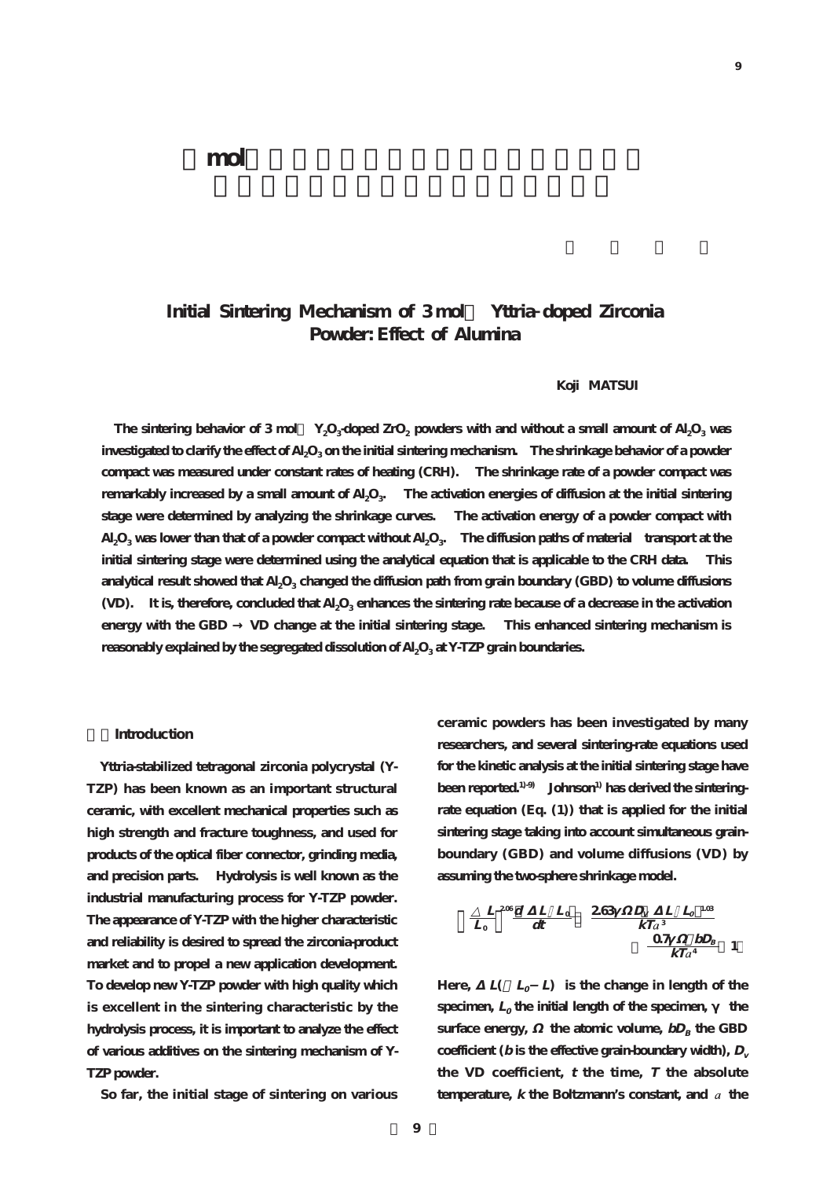# ３mol％イットリア添加ジルコニア粉末の初期焼結機構：アルミナの効果

松　井　光　二

## Initial Sintering Mechanism of 3 mol％ Yttria-doped Zirconia Powder: Effect of Alumina

Koji MATSUI

**The sintering behavior of 3 mol％ $Y_2O_3$-doped $ZrO_2$ powders with and without a small amount of $Al_2O_3$ was investigated to clarify the effect of $Al_2O_3$ on the initial sintering mechanism. The shrinkage behavior of a powder compact was measured under constant rates of heating (CRH). The shrinkage rate of a powder compact was remarkably increased by a small amount of $Al_2O_3$. The activation energies of diffusion at the initial sintering stage were determined by analyzing the shrinkage curves. The activation energy of a powder compact with $Al_2O_3$ was lower than that of a powder compact without $Al_2O_3$. The diffusion paths of material transport at the initial sintering stage were determined using the analytical equation that is applicable to the CRH data. This analytical result showed that $Al_2O_3$ changed the diffusion path from grain boundary (GBD) to volume diffusions (VD). It is, therefore, concluded that $Al_2O_3$ enhances the sintering rate because of a decrease in the activation energy with the GBD → VD change at the initial sintering stage. This enhanced sintering mechanism is reasonably explained by the segregated dissolution of $Al_2O_3$ at Y-TZP grain boundaries.**

## １．Introduction

Yttria-stabilized tetragonal zirconia polycrystal (Y-TZP) has been known as an important structural ceramic, with excellent mechanical properties such as high strength and fracture toughness, and used for products of the optical fiber connector, grinding media, and precision parts. Hydrolysis is well known as the industrial manufacturing process for Y-TZP powder. The appearance of Y-TZP with the higher characteristic and reliability is desired to spread the zirconia-product market and to propel a new application development. To develop new Y-TZP powder with high quality which is excellent in the sintering characteristic by the hydrolysis process, it is important to analyze the effect of various additives on the sintering mechanism of Y-TZP powder.

So far, the initial stage of sintering on various ceramic powders has been investigated by many researchers, and several sintering-rate equations used for the kinetic analysis at the initial sintering stage have been reported.[1)-9)] Johnson[1)] has derived the sintering-rate equation (Eq. (1)) that is applied for the initial sintering stage taking into account simultaneous grain-boundary (GBD) and volume diffusions (VD) by assuming the two-sphere shrinkage model.

$$\left(\frac{\Delta L}{L_0}\right)^{2.06}\frac{d(\Delta L/L_0)}{dt}=\frac{2.63\gamma\Omega D_v(\Delta L/L_0)^{1.03}}{kTa^3}+\frac{0.7\gamma\Omega bD_B}{kTa^4}\quad(1)$$

Here, $\Delta L(=L_0-L)$ is the change in length of the specimen, $L_0$ the initial length of the specimen, $\gamma$ the surface energy, $\Omega$ the atomic volume, $bD_B$ the GBD coefficient ($b$ is the effective grain-boundary width), $D_v$ the VD coefficient, $t$ the time, $T$ the absolute temperature, $k$ the Boltzmann's constant, and $a$ the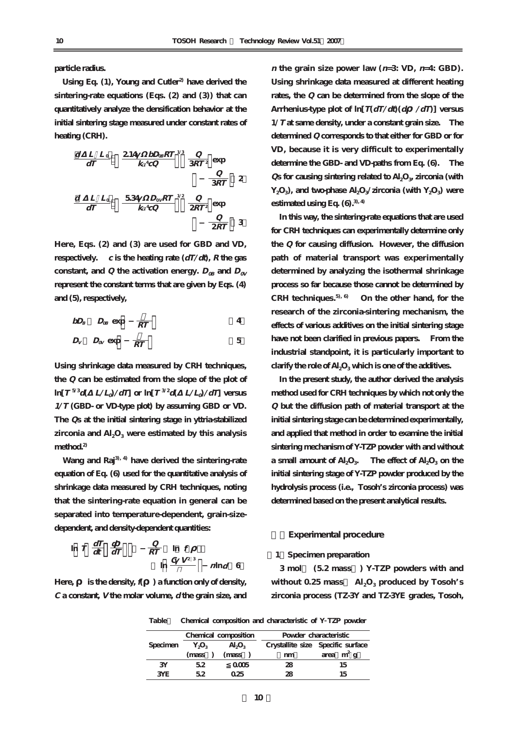particle radius.

Using Eq. (1), Young and Cutler[2] have derived the sintering-rate equations (Eqs. (2) and (3)) that can quantitatively analyze the densification behavior at the initial sintering stage measured under constant rates of heating (CRH).

$$\frac{d(\Delta L / L_0)}{dT} = \left( \frac{2.14 \gamma \Omega b D_{0B} R T}{k a^4 c Q} \right)^{1/3} \left( \frac{Q}{3RT^2} \right) \exp \left( -\frac{Q}{3RT} \right) \quad (2)$$

$$\frac{d(\Delta L / L_0)}{dT} = \left( \frac{5.34 \gamma \Omega D_{0V} R T}{k a^4 c Q} \right)^{1/2} \left( \frac{Q}{2RT^2} \right) \exp \left( -\frac{Q}{2RT} \right) \quad (3)$$

Here, Eqs. (2) and (3) are used for GBD and VD, respectively. $c$ is the heating rate ($dT/dt$), $R$ the gas constant, and $Q$ the activation energy. $D_{0B}$ and $D_{0V}$ represent the constant terms that are given by Eqs. (4) and (5), respectively,

$$bD_B = bD_{0B} \exp\left( -\frac{Q}{RT} \right) \quad (4)$$

$$D_V = D_{0V} \exp\left( -\frac{Q}{RT} \right) \quad (5)$$

Using shrinkage data measured by CRH techniques, the $Q$ can be estimated from the slope of the plot of $\ln[T^{5/3}d(\Delta L/L_0)/dT]$ or $\ln[T^{3/2}d(\Delta L/L_0)/dT]$ versus $1/T$ (GBD- or VD-type plot) by assuming GBD or VD. The $Q$s at the initial sintering stage in yttria-stabilized zirconia and $Al_2O_3$ were estimated by this analysis method.[2]

Wang and Raj[3), 4)] have derived the sintering-rate equation of Eq. (6) used for the quantitative analysis of shrinkage data measured by CRH techniques, noting that the sintering-rate equation in general can be separated into temperature-dependent, grain-size-dependent, and density-dependent quantities:

$$\ln\left[ T \left( \frac{dT}{dt} \right) \left( \frac{d\rho}{dT} \right) \right] = -\frac{Q}{RT} + \ln[f(\rho)] + \ln\left[ \frac{C \gamma V^{2/3}}{R} \right] - n \ln d \quad (6)$$

Here, $\rho$ is the density, $f(\rho)$ a function only of density, $C$ a constant, $V$ the molar volume, $d$ the grain size, and $n$ the grain size power law ($n$=3: VD, $n$=4: GBD). Using shrinkage data measured at different heating rates, the $Q$ can be determined from the slope of the Arrhenius-type plot of $\ln[T(dT/dt)(d\rho/dT)]$ versus $1/T$ at same density, under a constant grain size. The determined $Q$ corresponds to that either for GBD or for VD, because it is very difficult to experimentally determine the GBD- and VD-paths from Eq. (6). The $Q$s for causing sintering related to $Al_2O_3$, zirconia (with $Y_2O_3$), and two-phase $Al_2O_3$/zirconia (with $Y_2O_3$) were estimated using Eq. (6).[3), 4)]

In this way, the sintering-rate equations that are used for CRH techniques can experimentally determine only the $Q$ for causing diffusion. However, the diffusion path of material transport was experimentally determined by analyzing the isothermal shrinkage process so far because those cannot be determined by CRH techniques.[5), 6)] On the other hand, for the research of the zirconia-sintering mechanism, the effects of various additives on the initial sintering stage have not been clarified in previous papers. From the industrial standpoint, it is particularly important to clarify the role of $Al_2O_3$ which is one of the additives.

In the present study, the author derived the analysis method used for CRH techniques by which not only the $Q$ but the diffusion path of material transport at the initial sintering stage can be determined experimentally, and applied that method in order to examine the initial sintering mechanism of Y-TZP powder with and without a small amount of $Al_2O_3$. The effect of $Al_2O_3$ on the initial sintering stage of Y-TZP powder produced by the hydrolysis process (i.e., Tosoh's zirconia process) was determined based on the present analytical results.

## 2. Experimental procedure

### (1) Specimen preparation

3 mol% (5.2 mass%) Y-TZP powders with and without 0.25 mass% $Al_2O_3$ produced by Tosoh's zirconia process (TZ-3Y and TZ-3YE grades, Tosoh,

Table 1 Chemical composition and characteristic of Y-TZP powder

| Specimen | Chemical composition | | Powder characteristic | |
|---|---|---|---|---|
| | $Y_2O_3$ (mass%) | $Al_2O_3$ (mass%) | Crystallite size (nm) | Specific surface area (m²/g) |
| 3Y | 5.2 | ≦0.005 | 28 | 15 |
| 3YE | 5.2 | 0.25 | 28 | 15 |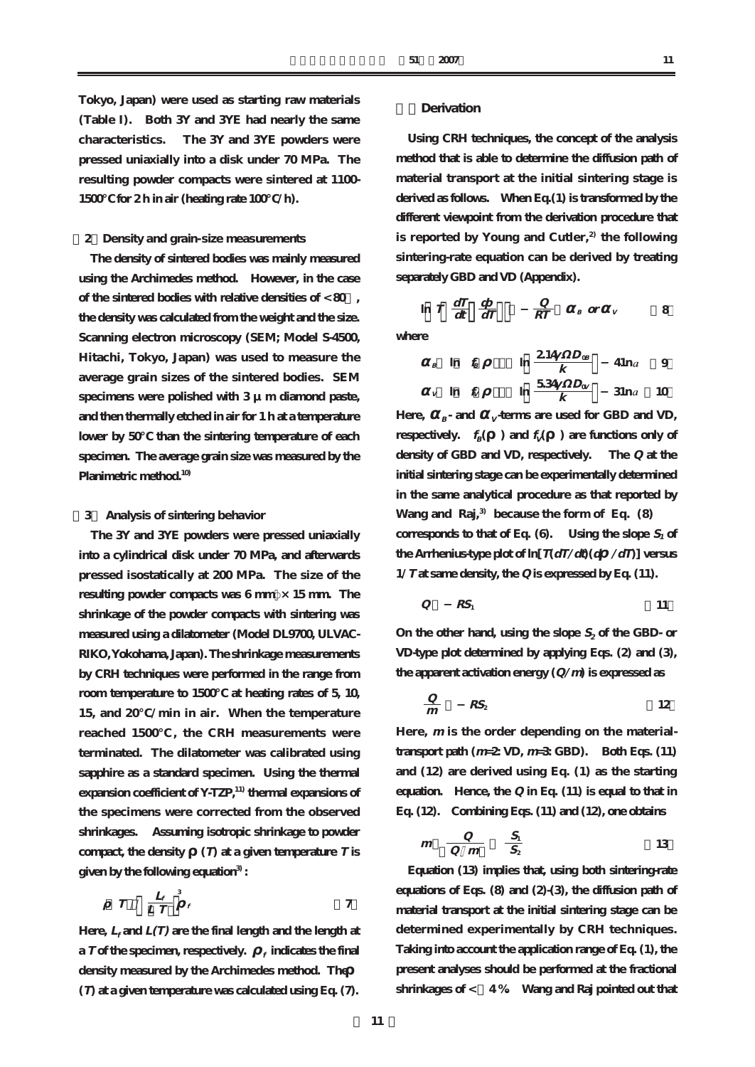Tokyo, Japan) were used as starting raw materials (Table I). Both 3Y and 3YE had nearly the same characteristics. The 3Y and 3YE powders were pressed uniaxially into a disk under 70 MPa. The resulting powder compacts were sintered at 1100-1500°C for 2 h in air (heating rate 100°C/h).

### (2) Density and grain-size measurements

The density of sintered bodies was mainly measured using the Archimedes method. However, in the case of the sintered bodies with relative densities of <80%, the density was calculated from the weight and the size. Scanning electron microscopy (SEM; Model S-4500, Hitachi, Tokyo, Japan) was used to measure the average grain sizes of the sintered bodies. SEM specimens were polished with 3 μm diamond paste, and then thermally etched in air for 1 h at a temperature lower by 50°C than the sintering temperature of each specimen. The average grain size was measured by the Planimetric method.[10]

### (3) Analysis of sintering behavior

The 3Y and 3YE powders were pressed uniaxially into a cylindrical disk under 70 MPa, and afterwards pressed isostatically at 200 MPa. The size of the resulting powder compacts was 6 mmφ × 15 mm. The shrinkage of the powder compacts with sintering was measured using a dilatometer (Model DL9700, ULVAC-RIKO, Yokohama, Japan). The shrinkage measurements by CRH techniques were performed in the range from room temperature to 1500°C at heating rates of 5, 10, 15, and 20°C/min in air. When the temperature reached 1500°C, the CRH measurements were terminated. The dilatometer was calibrated using sapphire as a standard specimen. Using the thermal expansion coefficient of Y-TZP,[11] thermal expansions of the specimens were corrected from the observed shrinkages. Assuming isotropic shrinkage to powder compact, the density $\rho(T)$ at a given temperature $T$ is given by the following equation[3]:

$$\rho(T) = \left(\frac{L_f}{L(T)}\right)^3 \rho_f \qquad (7)$$

Here, $L_f$ and $L(T)$ are the final length and the length at a $T$ of the specimen, respectively. $\rho_f$ indicates the final density measured by the Archimedes method. The $\rho(T)$ at a given temperature was calculated using Eq. (7).

### 3. Derivation

Using CRH techniques, the concept of the analysis method that is able to determine the diffusion path of material transport at the initial sintering stage is derived as follows. When Eq. (1) is transformed by the different viewpoint from the derivation procedure that is reported by Young and Cutler,[2] the following sintering-rate equation can be derived by treating separately GBD and VD (Appendix).

$$\ln\left[T\left(\frac{dT}{dt}\right)\left(\frac{d\rho}{dT}\right)\right] = -\frac{Q}{RT} + \alpha_B \text{ or } \alpha_V \qquad (8)$$

where

$$\alpha_B = \ln[f_B(\rho)] + \ln\left[\frac{2.14\gamma\Omega D_{0B}}{k}\right] - 4\ln a \qquad (9)$$

$$\alpha_V = \ln[f_V(\rho)] + \ln\left[\frac{5.34\gamma\Omega D_{0V}}{k}\right] - 3\ln a \qquad (10)$$

Here, $\alpha_B$- and $\alpha_V$-terms are used for GBD and VD, respectively. $f_B(\rho)$ and $f_V(\rho)$ are functions only of density of GBD and VD, respectively. The $Q$ at the initial sintering stage can be experimentally determined in the same analytical procedure as that reported by Wang and Raj,[3] because the form of Eq. (8) corresponds to that of Eq. (6). Using the slope $S_1$ of the Arrhenius-type plot of $\ln[T(dT/dt)(d\rho/dT)]$ versus $1/T$ at same density, the $Q$ is expressed by Eq. (11).

$$Q = -RS_1 \qquad (11)$$

On the other hand, using the slope $S_2$ of the GBD- or VD-type plot determined by applying Eqs. (2) and (3), the apparent activation energy ($Q/m$) is expressed as

$$\frac{Q}{m} = -RS_2 \qquad (12)$$

Here, $m$ is the order depending on the material-transport path ($m$=2: VD, $m$=3: GBD). Both Eqs. (11) and (12) are derived using Eq. (1) as the starting equation. Hence, the $Q$ in Eq. (11) is equal to that in Eq. (12). Combining Eqs. (11) and (12), one obtains

$$m = \frac{Q}{(Q/m)} = \frac{S_1}{S_2} \qquad (13)$$

Equation (13) implies that, using both sintering-rate equations of Eqs. (8) and (2)-(3), the diffusion path of material transport at the initial sintering stage can be determined experimentally by CRH techniques. Taking into account the application range of Eq. (1), the present analyses should be performed at the fractional shrinkages of <~4%. Wang and Raj pointed out that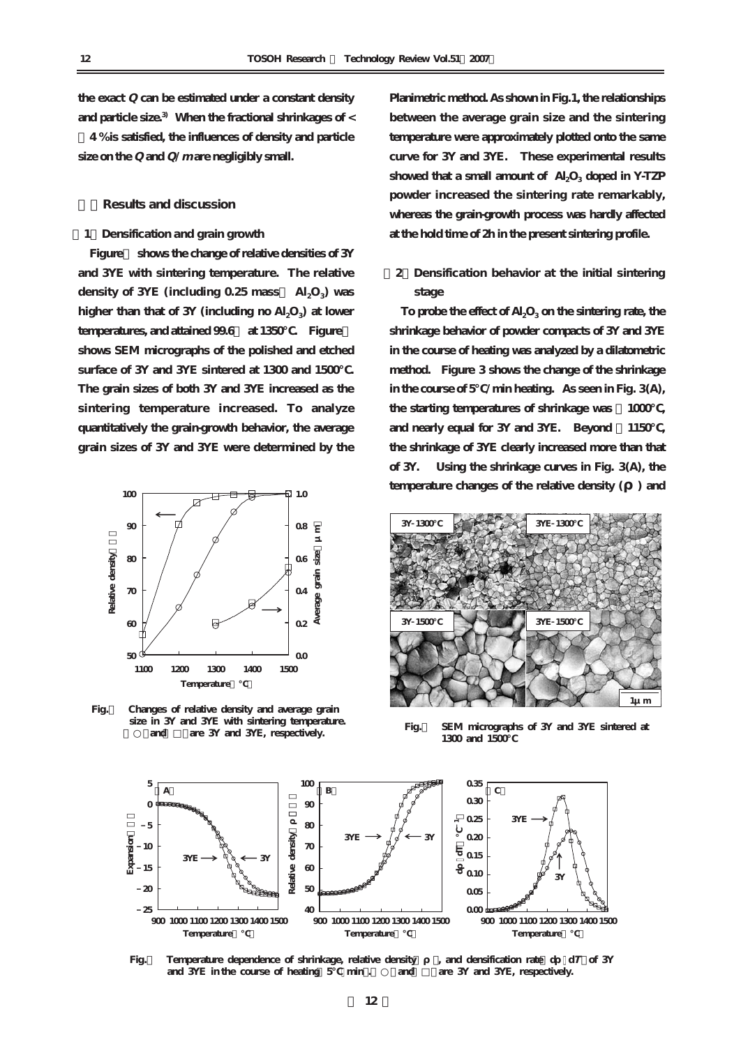the exact $Q$ can be estimated under a constant density and particle size.[3] When the fractional shrinkages of < 4 % is satisfied, the influences of density and particle size on the $Q$ and $Q/m$ are negligibly small.

## Results and discussion

### 1 Densification and grain growth

Figure shows the change of relative densities of 3Y and 3YE with sintering temperature. The relative density of 3YE (including 0.25 mass $Al_2O_3$) was higher than that of 3Y (including no $Al_2O_3$) at lower temperatures, and attained 99.6 at 1350°C. Figure shows SEM micrographs of the polished and etched surface of 3Y and 3YE sintered at 1300 and 1500°C. The grain sizes of both 3Y and 3YE increased as the sintering temperature increased. To analyze quantitatively the grain-growth behavior, the average grain sizes of 3Y and 3YE were determined by the Planimetric method. As shown in Fig.1, the relationships between the average grain size and the sintering temperature were approximately plotted onto the same curve for 3Y and 3YE. These experimental results showed that a small amount of $Al_2O_3$ doped in Y-TZP powder increased the sintering rate remarkably, whereas the grain-growth process was hardly affected at the hold time of 2h in the present sintering profile.

Fig. Changes of relative density and average grain size in 3Y and 3YE with sintering temperature. ○ and □ are 3Y and 3YE, respectively.

### 2 Densification behavior at the initial sintering stage

To probe the effect of $Al_2O_3$ on the sintering rate, the shrinkage behavior of powder compacts of 3Y and 3YE in the course of heating was analyzed by a dilatometric method. Figure 3 shows the change of the shrinkage in the course of 5°C/min heating. As seen in Fig. 3(A), the starting temperatures of shrinkage was 1000°C, and nearly equal for 3Y and 3YE. Beyond 1150°C, the shrinkage of 3YE clearly increased more than that of 3Y. Using the shrinkage curves in Fig. 3(A), the temperature changes of the relative density ($\rho$) and

Fig. SEM micrographs of 3Y and 3YE sintered at 1300 and 1500°C

Fig. Temperature dependence of shrinkage, relative density $\rho$, and densification rate $d\rho/dT$ of 3Y and 3YE in the course of heating 5°C/min. ○ and □ are 3Y and 3YE, respectively.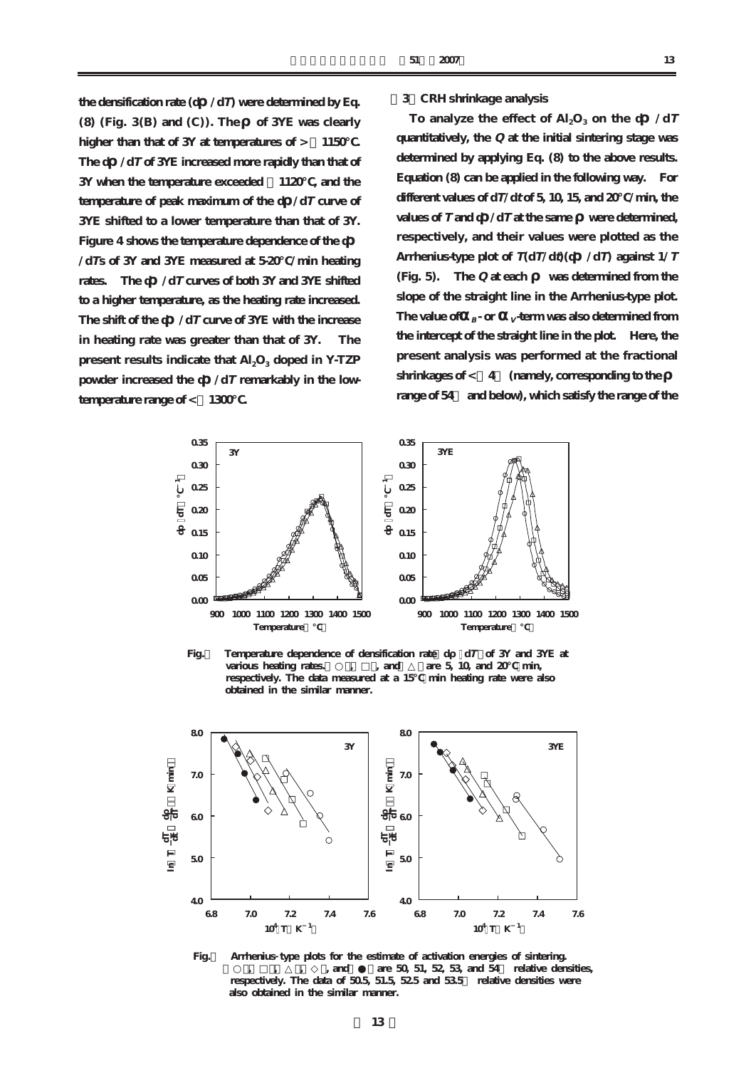the densification rate ($d\rho/dT$) were determined by Eq. (8) (Fig. 3(B) and (C)). The $\rho$ of 3YE was clearly higher than that of 3Y at temperatures of > 1150°C. The $d\rho/dT$ of 3YE increased more rapidly than that of 3Y when the temperature exceeded 1120°C, and the temperature of peak maximum of the $d\rho/dT$ curve of 3YE shifted to a lower temperature than that of 3Y. Figure 4 shows the temperature dependence of the $d\rho/dT$s of 3Y and 3YE measured at 5-20°C/min heating rates. The $d\rho/dT$ curves of both 3Y and 3YE shifted to a higher temperature, as the heating rate increased. The shift of the $d\rho/dT$ curve of 3YE with the increase in heating rate was greater than that of 3Y. The present results indicate that $Al_2O_3$ doped in Y-TZP powder increased the $d\rho/dT$ remarkably in the low-temperature range of < 1300°C.

### 3 CRH shrinkage analysis

To analyze the effect of $Al_2O_3$ on the $d\rho/dT$ quantitatively, the $Q$ at the initial sintering stage was determined by applying Eq. (8) to the above results. Equation (8) can be applied in the following way. For different values of $dT/dt$ of 5, 10, 15, and 20°C/min, the values of $T$ and $d\rho/dT$ at the same $\rho$ were determined, respectively, and their values were plotted as the Arrhenius-type plot of $T(dT/dt)(d\rho/dT)$ against $1/T$ (Fig. 5). The $Q$ at each $\rho$ was determined from the slope of the straight line in the Arrhenius-type plot. The value of $\alpha_B$- or $\alpha_V$-term was also determined from the intercept of the straight line in the plot. Here, the present analysis was performed at the fractional shrinkages of < 4 (namely, corresponding to the $\rho$ range of 54 and below), which satisfy the range of the

Fig. Temperature dependence of densification rate ($d\rho/dT$) of 3Y and 3YE at various heating rates. ○, □, and △ are 5, 10, and 20°C/min, respectively. The data measured at a 15°C/min heating rate were also obtained in the similar manner.

Fig. Arrhenius-type plots for the estimate of activation energies of sintering. ○, □, △, ◇, and ● are 50, 51, 52, 53, and 54 relative densities, respectively. The data of 50.5, 51.5, 52.5 and 53.5 relative densities were also obtained in the similar manner.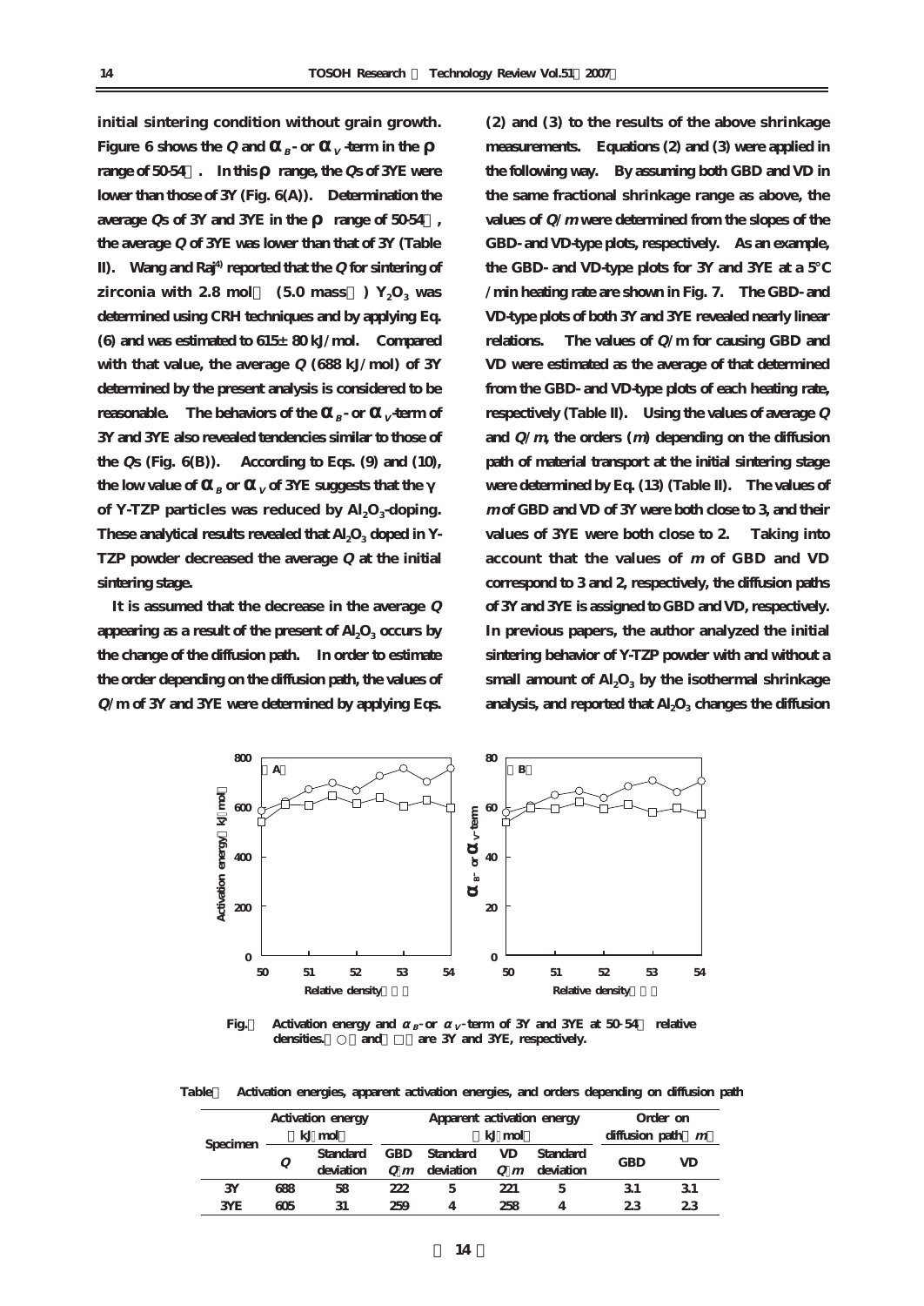initial sintering condition without grain growth. Figure 6 shows the $Q$ and $\alpha_B$- or $\alpha_V$-term in the $\rho$ range of 50-54%. In this $\rho$ range, the $Q$s of 3YE were lower than those of 3Y (Fig. 6(A)). Determination the average $Q$s of 3Y and 3YE in the $\rho$ range of 50-54%, the average $Q$ of 3YE was lower than that of 3Y (Table II). Wang and Raj[4] reported that the $Q$ for sintering of zirconia with 2.8 mol% (5.0 mass%) $Y_2O_3$ was determined using CRH techniques and by applying Eq. (6) and was estimated to 615± 80 kJ/mol. Compared with that value, the average $Q$ (688 kJ/mol) of 3Y determined by the present analysis is considered to be reasonable. The behaviors of the $\alpha_B$- or $\alpha_V$-term of 3Y and 3YE also revealed tendencies similar to those of the $Q$s (Fig. 6(B)). According to Eqs. (9) and (10), the low value of $\alpha_B$ or $\alpha_V$ of 3YE suggests that the $\gamma$ of Y-TZP particles was reduced by $Al_2O_3$-doping. These analytical results revealed that $Al_2O_3$ doped in Y-TZP powder decreased the average $Q$ at the initial sintering stage.

It is assumed that the decrease in the average $Q$ appearing as a result of the present of $Al_2O_3$ occurs by the change of the diffusion path. In order to estimate the order depending on the diffusion path, the values of $Q/m$ of 3Y and 3YE were determined by applying Eqs. (2) and (3) to the results of the above shrinkage measurements. Equations (2) and (3) were applied in the following way. By assuming both GBD and VD in the same fractional shrinkage range as above, the values of $Q/m$ were determined from the slopes of the GBD- and VD-type plots, respectively. As an example, the GBD- and VD-type plots for 3Y and 3YE at a 5°C /min heating rate are shown in Fig. 7. The GBD- and VD-type plots of both 3Y and 3YE revealed nearly linear relations. The values of $Q/m$ for causing GBD and VD were estimated as the average of that determined from the GBD- and VD-type plots of each heating rate, respectively (Table II). Using the values of average $Q$ and $Q/m$, the orders ($m$) depending on the diffusion path of material transport at the initial sintering stage were determined by Eq. (13) (Table II). The values of $m$ of GBD and VD of 3Y were both close to 3, and their values of 3YE were both close to 2. Taking into account that the values of $m$ of GBD and VD correspond to 3 and 2, respectively, the diffusion paths of 3Y and 3YE is assigned to GBD and VD, respectively. In previous papers, the author analyzed the initial sintering behavior of Y-TZP powder with and without a small amount of $Al_2O_3$ by the isothermal shrinkage analysis, and reported that $Al_2O_3$ changes the diffusion

Fig.6 Activation energy and $\alpha_B$- or $\alpha_V$-term of 3Y and 3YE at 50-54% relative densities. (○) and (□) are 3Y and 3YE, respectively.

Table II Activation energies, apparent activation energies, and orders depending on diffusion path

| Specimen | Activation energy (kJ/mol) | | Apparent activation energy (kJ/mol) | | | | Order on diffusion path ($m$) | |
|---|---|---|---|---|---|---|---|---|
| | $Q$ | Standard deviation | GBD $Q/m$ | Standard deviation | VD $Q/m$ | Standard deviation | GBD | VD |
| 3Y | 688 | 58 | 222 | 5 | 221 | 5 | 3.1 | 3.1 |
| 3YE | 605 | 31 | 259 | 4 | 258 | 4 | 2.3 | 2.3 |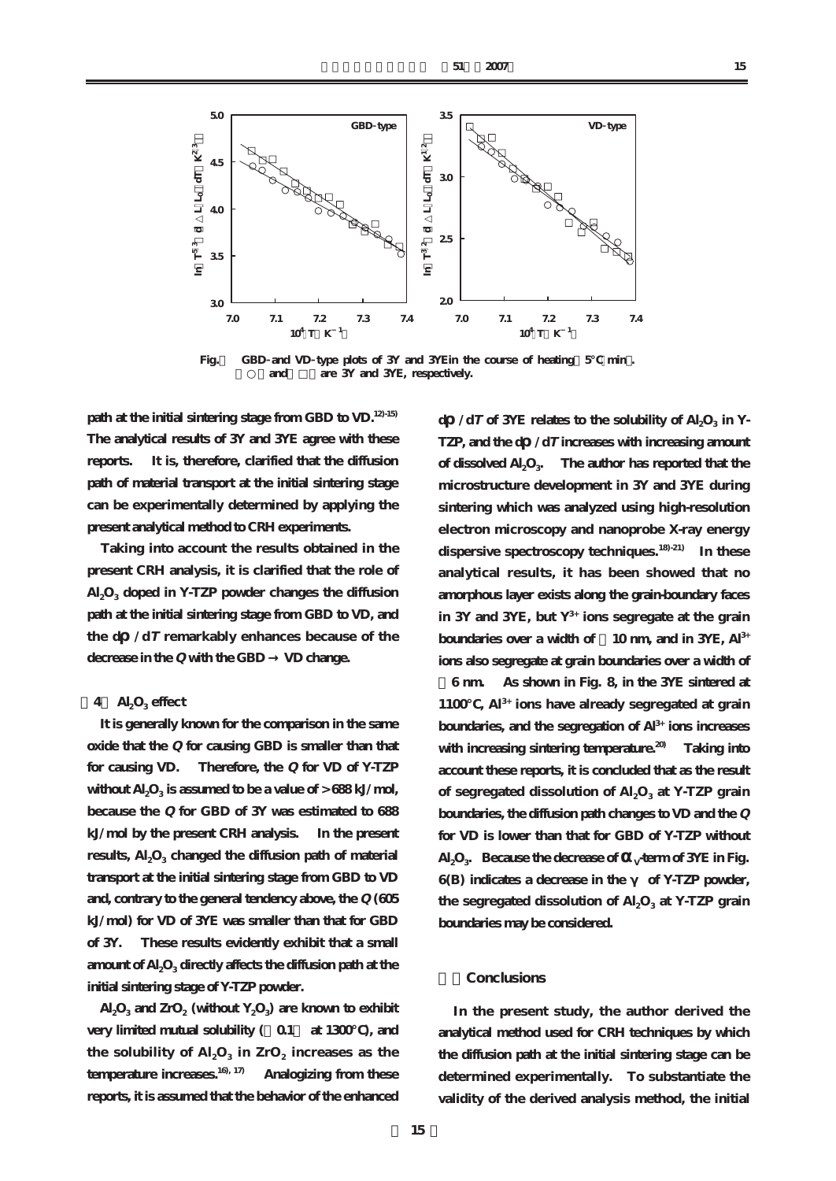Fig. GBD- and VD-type plots of 3Y and 3YE in the course of heating (5°C/min). (○) and (□) are 3Y and 3YE, respectively.

path at the initial sintering stage from GBD to VD.[12)-15)] The analytical results of 3Y and 3YE agree with these reports. It is, therefore, clarified that the diffusion path of material transport at the initial sintering stage can be experimentally determined by applying the present analytical method to CRH experiments.

Taking into account the results obtained in the present CRH analysis, it is clarified that the role of $Al_2O_3$ doped in Y-TZP powder changes the diffusion path at the initial sintering stage from GBD to VD, and the $d\rho/dT$ remarkably enhances because of the decrease in the $Q$ with the GBD → VD change.

### (4) $Al_2O_3$ effect

It is generally known for the comparison in the same oxide that the $Q$ for causing GBD is smaller than that for causing VD. Therefore, the $Q$ for VD of Y-TZP without $Al_2O_3$ is assumed to be a value of > 688 kJ/mol, because the $Q$ for GBD of 3Y was estimated to 688 kJ/mol by the present CRH analysis. In the present results, $Al_2O_3$ changed the diffusion path of material transport at the initial sintering stage from GBD to VD and, contrary to the general tendency above, the $Q$ (605 kJ/mol) for VD of 3YE was smaller than that for GBD of 3Y. These results evidently exhibit that a small amount of $Al_2O_3$ directly affects the diffusion path at the initial sintering stage of Y-TZP powder.

$Al_2O_3$ and $ZrO_2$ (without $Y_2O_3$) are known to exhibit very limited mutual solubility (~0.1% at 1300°C), and the solubility of $Al_2O_3$ in $ZrO_2$ increases as the temperature increases.[16), 17)] Analogizing from these reports, it is assumed that the behavior of the enhanced $d\rho/dT$ of 3YE relates to the solubility of $Al_2O_3$ in Y-TZP, and the $d\rho/dT$ increases with increasing amount of dissolved $Al_2O_3$. The author has reported that the microstructure development in 3Y and 3YE during sintering which was analyzed using high-resolution electron microscopy and nanoprobe X-ray energy dispersive spectroscopy techniques.[18)-21)] In these analytical results, it has been showed that no amorphous layer exists along the grain-boundary faces in 3Y and 3YE, but $Y^{3+}$ ions segregate at the grain boundaries over a width of ~10 nm, and in 3YE, $Al^{3+}$ ions also segregate at grain boundaries over a width of ~6 nm. As shown in Fig. 8, in the 3YE sintered at 1100°C, $Al^{3+}$ ions have already segregated at grain boundaries, and the segregation of $Al^{3+}$ ions increases with increasing sintering temperature.[20)] Taking into account these reports, it is concluded that as the result of segregated dissolution of $Al_2O_3$ at Y-TZP grain boundaries, the diffusion path changes to VD and the $Q$ for VD is lower than that for GBD of Y-TZP without $Al_2O_3$. Because the decrease of $\alpha_V$-term of 3YE in Fig. 6(B) indicates a decrease in the $\gamma$ of Y-TZP powder, the segregated dissolution of $Al_2O_3$ at Y-TZP grain boundaries may be considered.

## Conclusions

In the present study, the author derived the analytical method used for CRH techniques by which the diffusion path at the initial sintering stage can be determined experimentally. To substantiate the validity of the derived analysis method, the initial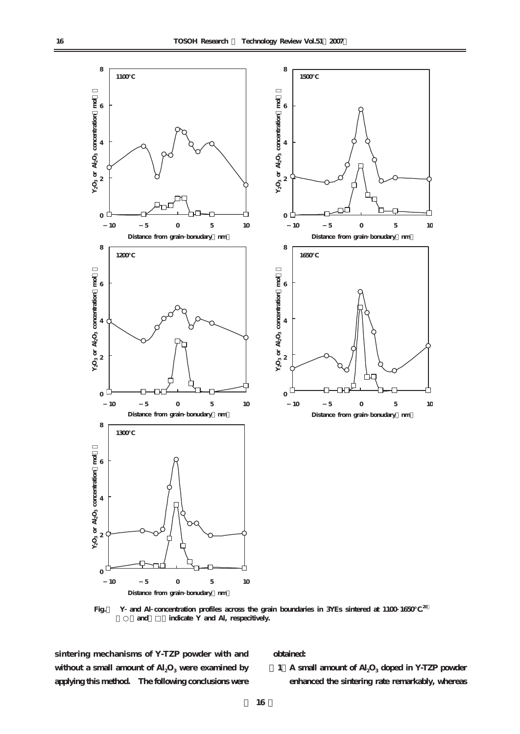Fig.　Y- and Al-concentration profiles across the grain boundaries in 3YEs sintered at 1100-1650°C.[20]
（○）and（□）indicate Y and Al, respecitively.

sintering mechanisms of Y-TZP powder with and without a small amount of $Al_2O_3$ were examined by applying this method. The following conclusions were obtained:

（1）A small amount of $Al_2O_3$ doped in Y-TZP powder enhanced the sintering rate remarkably, whereas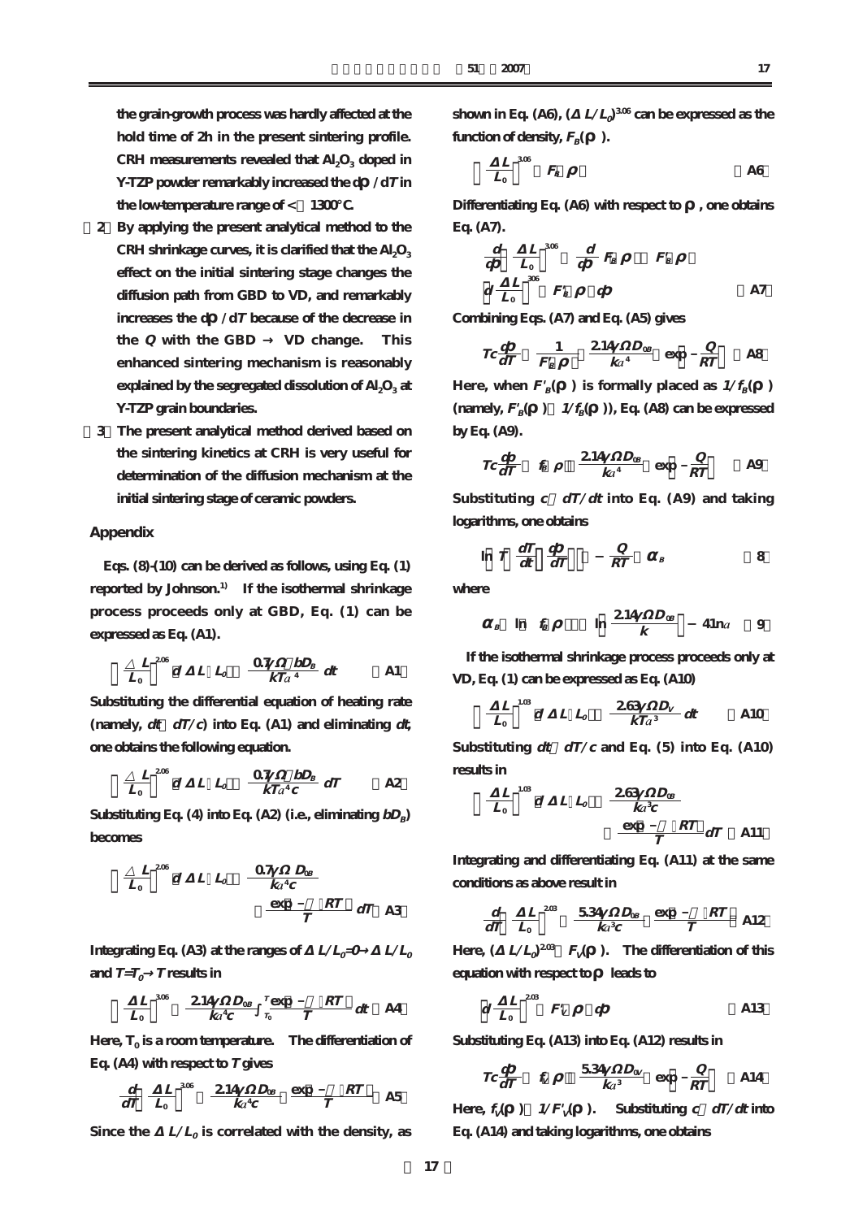the grain-growth process was hardly affected at the hold time of 2h in the present sintering profile. CRH measurements revealed that $Al_2O_3$ doped in Y-TZP powder remarkably increased the $d\rho/dT$ in the low-temperature range of < 1300°C.

(2) By applying the present analytical method to the CRH shrinkage curves, it is clarified that the $Al_2O_3$ effect on the initial sintering stage changes the diffusion path from GBD to VD, and remarkably increases the $d\rho/dT$ because of the decrease in the $Q$ with the GBD → VD change. This enhanced sintering mechanism is reasonably explained by the segregated dissolution of $Al_2O_3$ at Y-TZP grain boundaries.

(3) The present analytical method derived based on the sintering kinetics at CRH is very useful for determination of the diffusion mechanism at the initial sintering stage of ceramic powders.

## Appendix

Eqs. (8)-(10) can be derived as follows, using Eq. (1) reported by Johnson.[1] If the isothermal shrinkage process proceeds only at GBD, Eq. (1) can be expressed as Eq. (A1).

$$\left(\frac{\Delta L}{L_0}\right)^{2.06} d(\Delta L/L_0) = \frac{0.7\gamma\Omega bD_B}{kTa^4}\,dt \quad (A1)$$

Substituting the differential equation of heating rate (namely, $dt = dT/c$) into Eq. (A1) and eliminating $dt$, one obtains the following equation.

$$\left(\frac{\Delta L}{L_0}\right)^{2.06} d(\Delta L/L_0) = \frac{0.7\gamma\Omega bD_B}{kTa^4c}\,dT \quad (A2)$$

Substituting Eq. (4) into Eq. (A2) (i.e., eliminating $bD_B$) becomes

$$\left(\frac{\Delta L}{L_0}\right)^{2.06} d(\Delta L/L_0) = \frac{0.7\gamma\Omega D_{0B}}{ka^4c}\cdot\frac{\exp(-Q/RT)}{T}\,dT \quad (A3)$$

Integrating Eq. (A3) at the ranges of $\Delta L/L_0 = 0 \rightarrow \Delta L/L_0$ and $T = T_0 \rightarrow T$ results in

$$\left(\frac{\Delta L}{L_0}\right)^{3.06} = \frac{2.14\gamma\Omega D_{0B}}{ka^4c}\int_{T_0}^{T}\frac{\exp(-Q/RT)}{T}\,dt \quad (A4)$$

Here, $T_0$ is a room temperature. The differentiation of Eq. (A4) with respect to $T$ gives

$$\frac{d}{dT}\left(\frac{\Delta L}{L_0}\right)^{3.06} = \frac{2.14\gamma\Omega D_{0B}}{ka^4c}\cdot\frac{\exp(-Q/RT)}{T} \quad (A5)$$

Since the $\Delta L/L_0$ is correlated with the density, as shown in Eq. (A6), $(\Delta L/L_0)^{3.06}$ can be expressed as the function of density, $F_B(\rho)$.

$$\left(\frac{\Delta L}{L_0}\right)^{3.06} = F_B(\rho) \quad (A6)$$

Differentiating Eq. (A6) with respect to $\rho$, one obtains Eq. (A7).

$$\frac{d}{d\rho}\left(\frac{\Delta L}{L_0}\right)^{3.06} = \frac{d}{d\rho}F_B(\rho) = F'_B(\rho)$$

$$d\left(\frac{\Delta L}{L_0}\right)^{3.06} = F'_B(\rho)\,d\rho \quad (A7)$$

Combining Eqs. (A7) and Eq. (A5) gives

$$Tc\frac{d\rho}{dT} = \frac{1}{F'_B(\rho)}\cdot\frac{2.14\gamma\Omega D_{0B}}{ka^4}\cdot\exp\left(-\frac{Q}{RT}\right) \quad (A8)$$

Here, when $F'_B(\rho)$ is formally placed as $1/f_B(\rho)$ (namely, $F'_B(\rho) = 1/f_B(\rho)$), Eq. (A8) can be expressed by Eq. (A9).

$$Tc\frac{d\rho}{dT} = f_B(\rho)\cdot\frac{2.14\gamma\Omega D_{0B}}{ka^4}\cdot\exp\left(-\frac{Q}{RT}\right) \quad (A9)$$

Substituting $c = dT/dt$ into Eq. (A9) and taking logarithms, one obtains

$$\ln\left(T\frac{dT}{dt}\frac{d\rho}{dT}\right) = -\frac{Q}{RT} + \alpha_B \quad (8)$$

where

$$\alpha_B = \ln[f_B(\rho)] + \ln\left[\frac{2.14\gamma\Omega D_{0B}}{k}\right] - 4\ln a \quad (9)$$

If the isothermal shrinkage process proceeds only at VD, Eq. (1) can be expressed as Eq. (A10)

$$\left(\frac{\Delta L}{L_0}\right)^{1.03} d(\Delta L/L_0) = \frac{2.63\gamma\Omega D_V}{kTa^3}\,dt \quad (A10)$$

Substituting $dt = dT/c$ and Eq. (5) into Eq. (A10) results in

$$\left(\frac{\Delta L}{L_0}\right)^{1.03} d(\Delta L/L_0) = \frac{2.63\gamma\Omega D_{0B}}{ka^3c}\cdot\frac{\exp(-Q/RT)}{T}\,dT \quad (A11)$$

Integrating and differentiating Eq. (A11) at the same conditions as above result in

$$\frac{d}{dT}\left(\frac{\Delta L}{L_0}\right)^{2.03} = \frac{5.34\gamma\Omega D_{0B}}{ka^3c}\cdot\frac{\exp(-Q/RT)}{T} \quad (A12)$$

Here, $(\Delta L/L_0)^{2.03} = F_V(\rho)$. The differentiation of this equation with respect to $\rho$ leads to

$$d\left(\frac{\Delta L}{L_0}\right)^{2.03} = F'_V(\rho)\,d\rho \quad (A13)$$

Substituting Eq. (A13) into Eq. (A12) results in

$$Tc\frac{d\rho}{dT} = f_V(\rho)\cdot\frac{5.34\gamma\Omega D_{0V}}{ka^3}\cdot\exp\left(-\frac{Q}{RT}\right) \quad (A14)$$

Here, $f_V(\rho) = 1/F'_V(\rho)$. Substituting $c = dT/dt$ into Eq. (A14) and taking logarithms, one obtains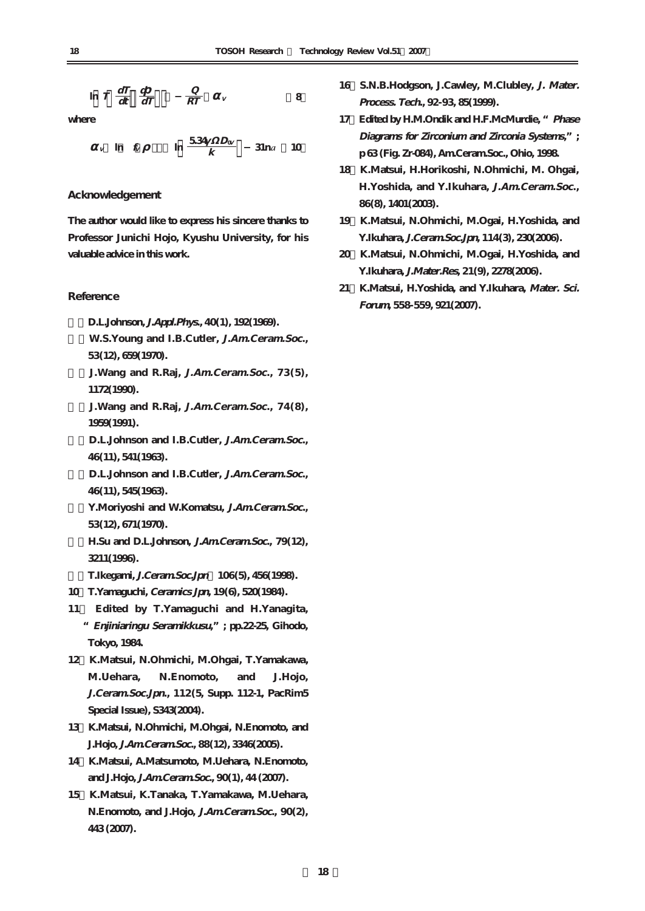$$\ln\left(T\left(\frac{dT}{dt}\right)\left(\frac{d\rho}{dT}\right)\right) = -\frac{Q}{RT} + \alpha_V \quad (8)$$

where

$$\alpha_V = \ln\left(f_V(\rho)\right) + \ln\left(\frac{5.34\gamma\Omega D_{0V}}{k}\right) - 3\ln a \quad (10)$$

## Acknowledgement

The author would like to express his sincere thanks to Professor Junichi Hojo, Kyushu University, for his valuable advice in this work.

## Reference

1) D.L.Johnson, *J.Appl.Phys.*, 40(1), 192(1969).
2) W.S.Young and I.B.Cutler, *J.Am.Ceram.Soc.*, 53(12), 659(1970).
3) J.Wang and R.Raj, *J.Am.Ceram.Soc.*, 73(5), 1172(1990).
4) J.Wang and R.Raj, *J.Am.Ceram.Soc.*, 74(8), 1959(1991).
5) D.L.Johnson and I.B.Cutler, *J.Am.Ceram.Soc.*, 46(11), 541(1963).
6) D.L.Johnson and I.B.Cutler, *J.Am.Ceram.Soc.*, 46(11), 545(1963).
7) Y.Moriyoshi and W.Komatsu, *J.Am.Ceram.Soc.*, 53(12), 671(1970).
8) H.Su and D.L.Johnson, *J.Am.Ceram.Soc.*, 79(12), 3211(1996).
9) T.Ikegami, *J.Ceram.Soc.Jpn*, 106(5), 456(1998).
10) T.Yamaguchi, *Ceramics Jpn*, 19(6), 520(1984).
11) Edited by T.Yamaguchi and H.Yanagita, "*Enjiniaringu Seramikkusu*,"; pp.22-25, Gihodo, Tokyo, 1984.
12) K.Matsui, N.Ohmichi, M.Ohgai, T.Yamakawa, M.Uehara, N.Enomoto, and J.Hojo, *J.Ceram.Soc.Jpn.*, 112(5, Supp. 112-1, PacRim5 Special Issue), S343(2004).
13) K.Matsui, N.Ohmichi, M.Ohgai, N.Enomoto, and J.Hojo, *J.Am.Ceram.Soc.*, 88(12), 3346(2005).
14) K.Matsui, A.Matsumoto, M.Uehara, N.Enomoto, and J.Hojo, *J.Am.Ceram.Soc.*, 90(1), 44 (2007).
15) K.Matsui, K.Tanaka, T.Yamakawa, M.Uehara, N.Enomoto, and J.Hojo, *J.Am.Ceram.Soc.*, 90(2), 443 (2007).
16) S.N.B.Hodgson, J.Cawley, M.Clubley, *J. Mater. Process. Tech.*, 92-93, 85(1999).
17) Edited by H.M.Ondik and H.F.McMurdie, "*Phase Diagrams for Zirconium and Zirconia Systems*,"; p 63 (Fig. Zr-084), Am.Ceram.Soc., Ohio, 1998.
18) K.Matsui, H.Horikoshi, N.Ohmichi, M. Ohgai, H.Yoshida, and Y.Ikuhara, *J.Am.Ceram.Soc.*, 86(8), 1401(2003).
19) K.Matsui, N.Ohmichi, M.Ogai, H.Yoshida, and Y.Ikuhara, *J.Ceram.Soc.Jpn*, 114(3), 230(2006).
20) K.Matsui, N.Ohmichi, M.Ogai, H.Yoshida, and Y.Ikuhara, *J.Mater.Res*, 21(9), 2278(2006).
21) K.Matsui, H.Yoshida, and Y.Ikuhara, *Mater. Sci. Forum*, 558-559, 921(2007).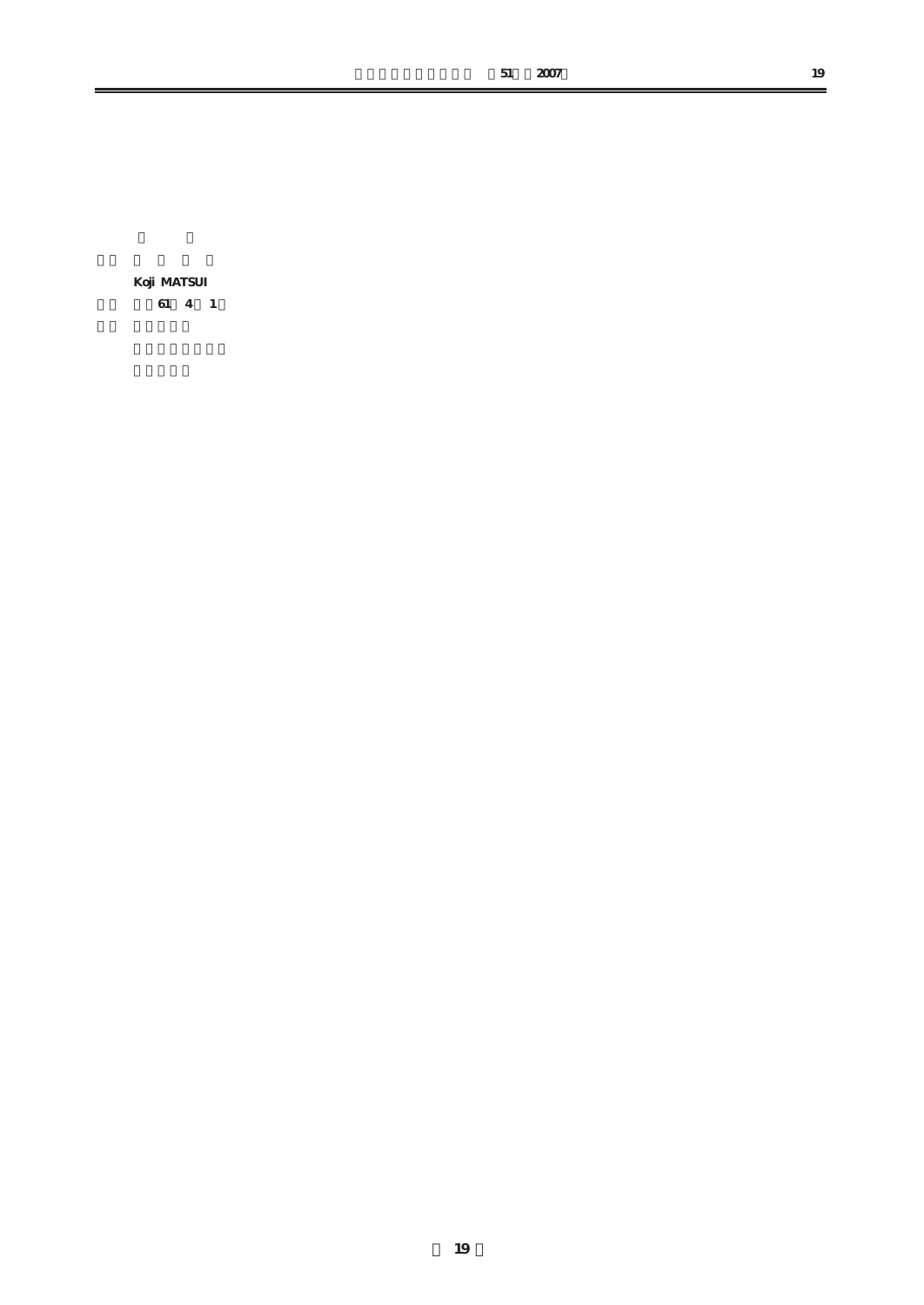Koji MATSUI

61 4 1